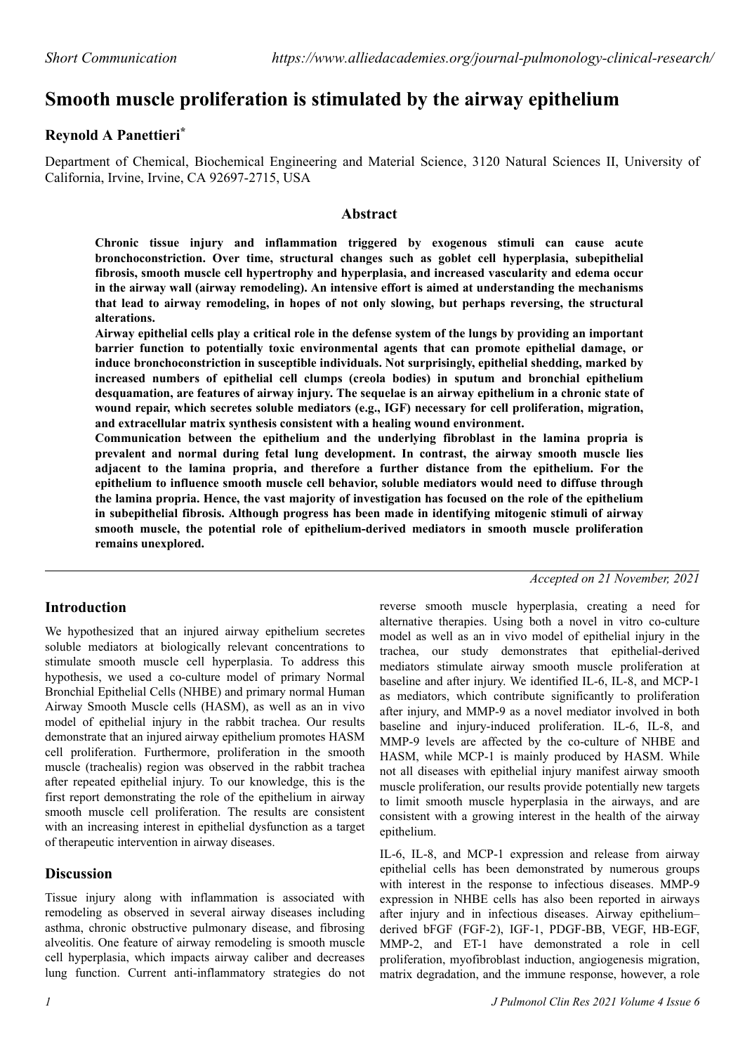*Short Communication* *https://www.alliedacademies.org/journal-pulmonology-clinical-research/*

# Smooth muscle proliferation is stimulated by the airway epithelium

**Reynold A Panettieri***

Department of Chemical, Biochemical Engineering and Material Science, 3120 Natural Sciences II, University of California, Irvine, Irvine, CA 92697-2715, USA

## Abstract

**Chronic tissue injury and inflammation triggered by exogenous stimuli can cause acute bronchoconstriction. Over time, structural changes such as goblet cell hyperplasia, subepithelial fibrosis, smooth muscle cell hypertrophy and hyperplasia, and increased vascularity and edema occur in the airway wall (airway remodeling). An intensive effort is aimed at understanding the mechanisms that lead to airway remodeling, in hopes of not only slowing, but perhaps reversing, the structural alterations.**

**Airway epithelial cells play a critical role in the defense system of the lungs by providing an important barrier function to potentially toxic environmental agents that can promote epithelial damage, or induce bronchoconstriction in susceptible individuals. Not surprisingly, epithelial shedding, marked by increased numbers of epithelial cell clumps (creola bodies) in sputum and bronchial epithelium desquamation, are features of airway injury. The sequelae is an airway epithelium in a chronic state of wound repair, which secretes soluble mediators (e.g., IGF) necessary for cell proliferation, migration, and extracellular matrix synthesis consistent with a healing wound environment.**

**Communication between the epithelium and the underlying fibroblast in the lamina propria is prevalent and normal during fetal lung development. In contrast, the airway smooth muscle lies adjacent to the lamina propria, and therefore a further distance from the epithelium. For the epithelium to influence smooth muscle cell behavior, soluble mediators would need to diffuse through the lamina propria. Hence, the vast majority of investigation has focused on the role of the epithelium in subepithelial fibrosis. Although progress has been made in identifying mitogenic stimuli of airway smooth muscle, the potential role of epithelium-derived mediators in smooth muscle proliferation remains unexplored.**

*Accepted on 21 November, 2021*

## Introduction

We hypothesized that an injured airway epithelium secretes soluble mediators at biologically relevant concentrations to stimulate smooth muscle cell hyperplasia. To address this hypothesis, we used a co-culture model of primary Normal Bronchial Epithelial Cells (NHBE) and primary normal Human Airway Smooth Muscle cells (HASM), as well as an in vivo model of epithelial injury in the rabbit trachea. Our results demonstrate that an injured airway epithelium promotes HASM cell proliferation. Furthermore, proliferation in the smooth muscle (trachealis) region was observed in the rabbit trachea after repeated epithelial injury. To our knowledge, this is the first report demonstrating the role of the epithelium in airway smooth muscle cell proliferation. The results are consistent with an increasing interest in epithelial dysfunction as a target of therapeutic intervention in airway diseases.

## Discussion

Tissue injury along with inflammation is associated with remodeling as observed in several airway diseases including asthma, chronic obstructive pulmonary disease, and fibrosing alveolitis. One feature of airway remodeling is smooth muscle cell hyperplasia, which impacts airway caliber and decreases lung function. Current anti-inflammatory strategies do not reverse smooth muscle hyperplasia, creating a need for alternative therapies. Using both a novel in vitro co-culture model as well as an in vivo model of epithelial injury in the trachea, our study demonstrates that epithelial-derived mediators stimulate airway smooth muscle proliferation at baseline and after injury. We identified IL-6, IL-8, and MCP-1 as mediators, which contribute significantly to proliferation after injury, and MMP-9 as a novel mediator involved in both baseline and injury-induced proliferation. IL-6, IL-8, and MMP-9 levels are affected by the co-culture of NHBE and HASM, while MCP-1 is mainly produced by HASM. While not all diseases with epithelial injury manifest airway smooth muscle proliferation, our results provide potentially new targets to limit smooth muscle hyperplasia in the airways, and are consistent with a growing interest in the health of the airway epithelium.

IL-6, IL-8, and MCP-1 expression and release from airway epithelial cells has been demonstrated by numerous groups with interest in the response to infectious diseases. MMP-9 expression in NHBE cells has also been reported in airways after injury and in infectious diseases. Airway epithelium–derived bFGF (FGF-2), IGF-1, PDGF-BB, VEGF, HB-EGF, MMP-2, and ET-1 have demonstrated a role in cell proliferation, myofibroblast induction, angiogenesis migration, matrix degradation, and the immune response, however, a role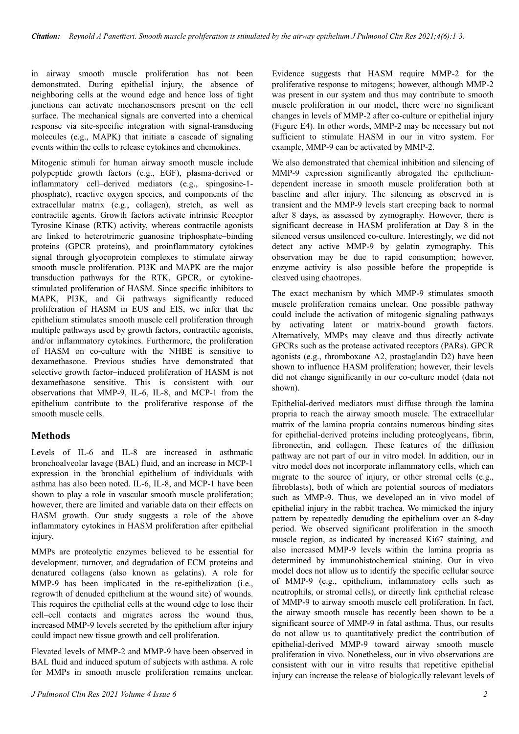in airway smooth muscle proliferation has not been demonstrated. During epithelial injury, the absence of neighboring cells at the wound edge and hence loss of tight junctions can activate mechanosensors present on the cell surface. The mechanical signals are converted into a chemical response via site-specific integration with signal-transducing molecules (e.g., MAPK) that initiate a cascade of signaling events within the cells to release cytokines and chemokines.

Mitogenic stimuli for human airway smooth muscle include polypeptide growth factors (e.g., EGF), plasma-derived or inflammatory cell–derived mediators (e.g., spingosine-1-phosphate), reactive oxygen species, and components of the extracellular matrix (e.g., collagen), stretch, as well as contractile agents. Growth factors activate intrinsic Receptor Tyrosine Kinase (RTK) activity, whereas contractile agonists are linked to heterotrimeric guanosine triphosphate–binding proteins (GPCR proteins), and proinflammatory cytokines signal through glyocoprotein complexes to stimulate airway smooth muscle proliferation. PI3K and MAPK are the major transduction pathways for the RTK, GPCR, or cytokine-stimulated proliferation of HASM. Since specific inhibitors to MAPK, PI3K, and Gi pathways significantly reduced proliferation of HASM in EUS and EIS, we infer that the epithelium stimulates smooth muscle cell proliferation through multiple pathways used by growth factors, contractile agonists, and/or inflammatory cytokines. Furthermore, the proliferation of HASM on co-culture with the NHBE is sensitive to dexamethasone. Previous studies have demonstrated that selective growth factor–induced proliferation of HASM is not dexamethasone sensitive. This is consistent with our observations that MMP-9, IL-6, IL-8, and MCP-1 from the epithelium contribute to the proliferative response of the smooth muscle cells.

## Methods

Levels of IL-6 and IL-8 are increased in asthmatic bronchoalveolar lavage (BAL) fluid, and an increase in MCP-1 expression in the bronchial epithelium of individuals with asthma has also been noted. IL-6, IL-8, and MCP-1 have been shown to play a role in vascular smooth muscle proliferation; however, there are limited and variable data on their effects on HASM growth. Our study suggests a role of the above inflammatory cytokines in HASM proliferation after epithelial injury.

MMPs are proteolytic enzymes believed to be essential for development, turnover, and degradation of ECM proteins and denatured collagens (also known as gelatins). A role for MMP-9 has been implicated in the re-epithelization (i.e., regrowth of denuded epithelium at the wound site) of wounds. This requires the epithelial cells at the wound edge to lose their cell–cell contacts and migrates across the wound thus, increased MMP-9 levels secreted by the epithelium after injury could impact new tissue growth and cell proliferation.

Elevated levels of MMP-2 and MMP-9 have been observed in BAL fluid and induced sputum of subjects with asthma. A role for MMPs in smooth muscle proliferation remains unclear. Evidence suggests that HASM require MMP-2 for the proliferative response to mitogens; however, although MMP-2 was present in our system and thus may contribute to smooth muscle proliferation in our model, there were no significant changes in levels of MMP-2 after co-culture or epithelial injury (Figure E4). In other words, MMP-2 may be necessary but not sufficient to stimulate HASM in our in vitro system. For example, MMP-9 can be activated by MMP-2.

We also demonstrated that chemical inhibition and silencing of MMP-9 expression significantly abrogated the epithelium-dependent increase in smooth muscle proliferation both at baseline and after injury. The silencing as observed in is transient and the MMP-9 levels start creeping back to normal after 8 days, as assessed by zymography. However, there is significant decrease in HASM proliferation at Day 8 in the silenced versus unsilenced co-culture. Interestingly, we did not detect any active MMP-9 by gelatin zymography. This observation may be due to rapid consumption; however, enzyme activity is also possible before the propeptide is cleaved using chaotropes.

The exact mechanism by which MMP-9 stimulates smooth muscle proliferation remains unclear. One possible pathway could include the activation of mitogenic signaling pathways by activating latent or matrix-bound growth factors. Alternatively, MMPs may cleave and thus directly activate GPCRs such as the protease activated receptors (PARs). GPCR agonists (e.g., thromboxane A2, prostaglandin D2) have been shown to influence HASM proliferation; however, their levels did not change significantly in our co-culture model (data not shown).

Epithelial-derived mediators must diffuse through the lamina propria to reach the airway smooth muscle. The extracellular matrix of the lamina propria contains numerous binding sites for epithelial-derived proteins including proteoglycans, fibrin, fibronectin, and collagen. These features of the diffusion pathway are not part of our in vitro model. In addition, our in vitro model does not incorporate inflammatory cells, which can migrate to the source of injury, or other stromal cells (e.g., fibroblasts), both of which are potential sources of mediators such as MMP-9. Thus, we developed an in vivo model of epithelial injury in the rabbit trachea. We mimicked the injury pattern by repeatedly denuding the epithelium over an 8-day period. We observed significant proliferation in the smooth muscle region, as indicated by increased Ki67 staining, and also increased MMP-9 levels within the lamina propria as determined by immunohistochemical staining. Our in vivo model does not allow us to identify the specific cellular source of MMP-9 (e.g., epithelium, inflammatory cells such as neutrophils, or stromal cells), or directly link epithelial release of MMP-9 to airway smooth muscle cell proliferation. In fact, the airway smooth muscle has recently been shown to be a significant source of MMP-9 in fatal asthma. Thus, our results do not allow us to quantitatively predict the contribution of epithelial-derived MMP-9 toward airway smooth muscle proliferation in vivo. Nonetheless, our in vivo observations are consistent with our in vitro results that repetitive epithelial injury can increase the release of biologically relevant levels of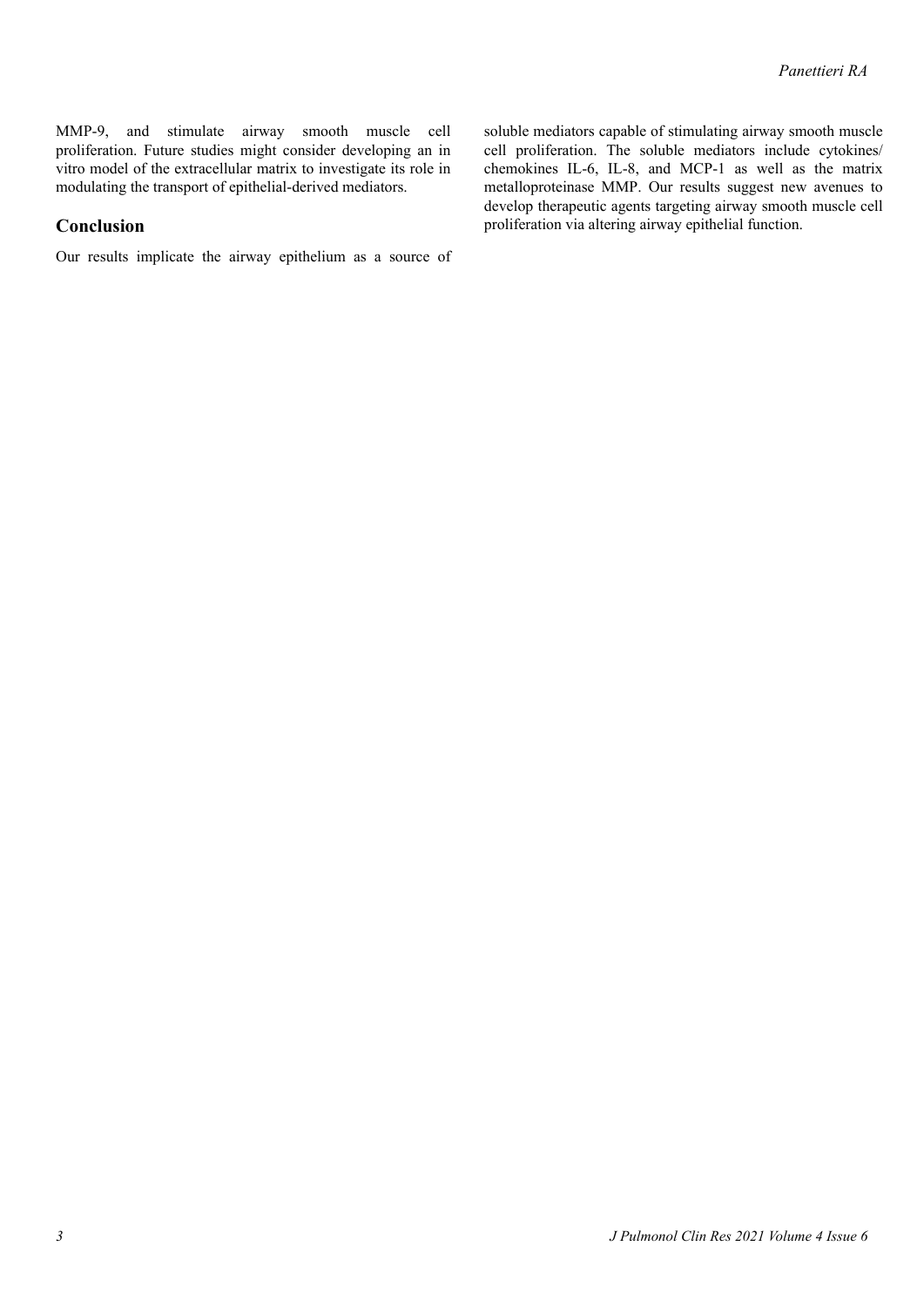MMP-9, and stimulate airway smooth muscle cell proliferation. Future studies might consider developing an in vitro model of the extracellular matrix to investigate its role in modulating the transport of epithelial-derived mediators.

## Conclusion

Our results implicate the airway epithelium as a source of soluble mediators capable of stimulating airway smooth muscle cell proliferation. The soluble mediators include cytokines/chemokines IL-6, IL-8, and MCP-1 as well as the matrix metalloproteinase MMP. Our results suggest new avenues to develop therapeutic agents targeting airway smooth muscle cell proliferation via altering airway epithelial function.